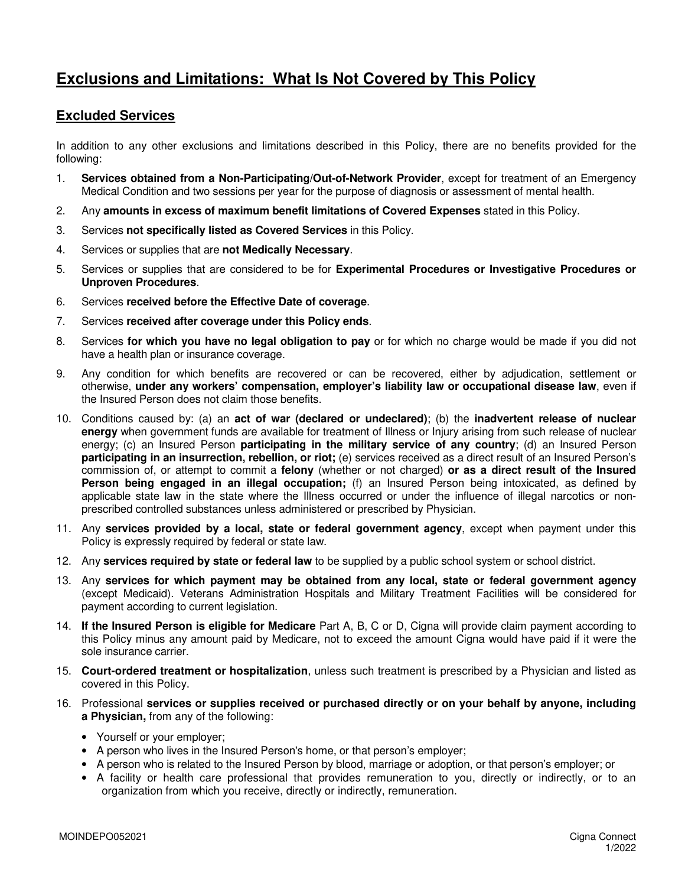# Exclusions and Limitations: What Is Not Covered by This Policy

## Excluded Services

In addition to any other exclusions and limitations described in this Policy, there are no benefits provided for the following:

1. **Services obtained from a Non-Participating/Out-of-Network Provider**, except for treatment of an Emergency Medical Condition and two sessions per year for the purpose of diagnosis or assessment of mental health.
2. Any **amounts in excess of maximum benefit limitations of Covered Expenses** stated in this Policy.
3. Services **not specifically listed as Covered Services** in this Policy.
4. Services or supplies that are **not Medically Necessary**.
5. Services or supplies that are considered to be for **Experimental Procedures or Investigative Procedures or Unproven Procedures**.
6. Services **received before the Effective Date of coverage**.
7. Services **received after coverage under this Policy ends**.
8. Services **for which you have no legal obligation to pay** or for which no charge would be made if you did not have a health plan or insurance coverage.
9. Any condition for which benefits are recovered or can be recovered, either by adjudication, settlement or otherwise, **under any workers' compensation, employer's liability law or occupational disease law**, even if the Insured Person does not claim those benefits.
10. Conditions caused by: (a) an **act of war (declared or undeclared)**; (b) the **inadvertent release of nuclear energy** when government funds are available for treatment of Illness or Injury arising from such release of nuclear energy; (c) an Insured Person **participating in the military service of any country**; (d) an Insured Person **participating in an insurrection, rebellion, or riot;** (e) services received as a direct result of an Insured Person's commission of, or attempt to commit a **felony** (whether or not charged) **or as a direct result of the Insured Person being engaged in an illegal occupation;** (f) an Insured Person being intoxicated, as defined by applicable state law in the state where the Illness occurred or under the influence of illegal narcotics or non-prescribed controlled substances unless administered or prescribed by Physician.
11. Any **services provided by a local, state or federal government agency**, except when payment under this Policy is expressly required by federal or state law.
12. Any **services required by state or federal law** to be supplied by a public school system or school district.
13. Any **services for which payment may be obtained from any local, state or federal government agency** (except Medicaid). Veterans Administration Hospitals and Military Treatment Facilities will be considered for payment according to current legislation.
14. **If the Insured Person is eligible for Medicare** Part A, B, C or D, Cigna will provide claim payment according to this Policy minus any amount paid by Medicare, not to exceed the amount Cigna would have paid if it were the sole insurance carrier.
15. **Court-ordered treatment or hospitalization**, unless such treatment is prescribed by a Physician and listed as covered in this Policy.
16. Professional **services or supplies received or purchased directly or on your behalf by anyone, including a Physician,** from any of the following:
    - Yourself or your employer;
    - A person who lives in the Insured Person's home, or that person's employer;
    - A person who is related to the Insured Person by blood, marriage or adoption, or that person's employer; or
    - A facility or health care professional that provides remuneration to you, directly or indirectly, or to an organization from which you receive, directly or indirectly, remuneration.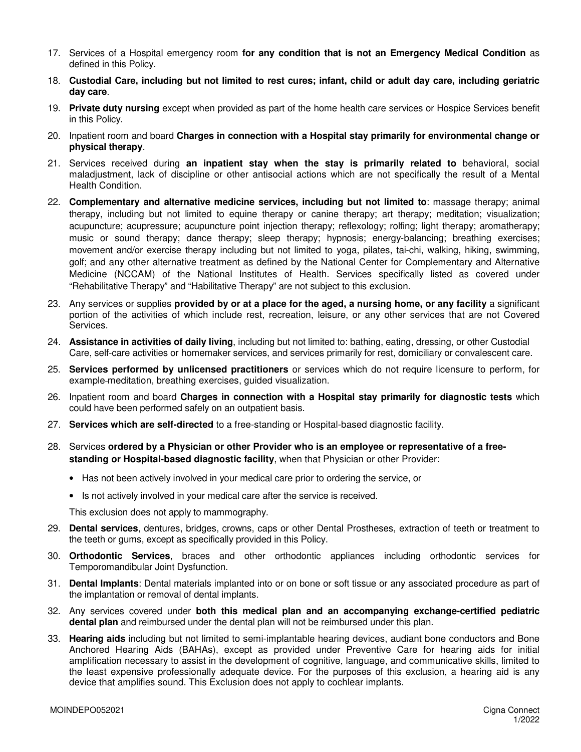17. Services of a Hospital emergency room **for any condition that is not an Emergency Medical Condition** as defined in this Policy.

18. **Custodial Care, including but not limited to rest cures; infant, child or adult day care, including geriatric day care**.

19. **Private duty nursing** except when provided as part of the home health care services or Hospice Services benefit in this Policy.

20. Inpatient room and board **Charges in connection with a Hospital stay primarily for environmental change or physical therapy**.

21. Services received during **an inpatient stay when the stay is primarily related to** behavioral, social maladjustment, lack of discipline or other antisocial actions which are not specifically the result of a Mental Health Condition.

22. **Complementary and alternative medicine services, including but not limited to**: massage therapy; animal therapy, including but not limited to equine therapy or canine therapy; art therapy; meditation; visualization; acupuncture; acupressure; acupuncture point injection therapy; reflexology; rolfing; light therapy; aromatherapy; music or sound therapy; dance therapy; sleep therapy; hypnosis; energy-balancing; breathing exercises; movement and/or exercise therapy including but not limited to yoga, pilates, tai-chi, walking, hiking, swimming, golf; and any other alternative treatment as defined by the National Center for Complementary and Alternative Medicine (NCCAM) of the National Institutes of Health. Services specifically listed as covered under "Rehabilitative Therapy" and "Habilitative Therapy" are not subject to this exclusion.

23. Any services or supplies **provided by or at a place for the aged, a nursing home, or any facility** a significant portion of the activities of which include rest, recreation, leisure, or any other services that are not Covered Services.

24. **Assistance in activities of daily living**, including but not limited to: bathing, eating, dressing, or other Custodial Care, self-care activities or homemaker services, and services primarily for rest, domiciliary or convalescent care.

25. **Services performed by unlicensed practitioners** or services which do not require licensure to perform, for example-meditation, breathing exercises, guided visualization.

26. Inpatient room and board **Charges in connection with a Hospital stay primarily for diagnostic tests** which could have been performed safely on an outpatient basis.

27. **Services which are self-directed** to a free-standing or Hospital-based diagnostic facility.

28. Services **ordered by a Physician or other Provider who is an employee or representative of a free-standing or Hospital-based diagnostic facility**, when that Physician or other Provider:

    - Has not been actively involved in your medical care prior to ordering the service, or
    - Is not actively involved in your medical care after the service is received.

    This exclusion does not apply to mammography.

29. **Dental services**, dentures, bridges, crowns, caps or other Dental Prostheses, extraction of teeth or treatment to the teeth or gums, except as specifically provided in this Policy.

30. **Orthodontic Services**, braces and other orthodontic appliances including orthodontic services for Temporomandibular Joint Dysfunction.

31. **Dental Implants**: Dental materials implanted into or on bone or soft tissue or any associated procedure as part of the implantation or removal of dental implants.

32. Any services covered under **both this medical plan and an accompanying exchange-certified pediatric dental plan** and reimbursed under the dental plan will not be reimbursed under this plan.

33. **Hearing aids** including but not limited to semi-implantable hearing devices, audiant bone conductors and Bone Anchored Hearing Aids (BAHAs), except as provided under Preventive Care for hearing aids for initial amplification necessary to assist in the development of cognitive, language, and communicative skills, limited to the least expensive professionally adequate device. For the purposes of this exclusion, a hearing aid is any device that amplifies sound. This Exclusion does not apply to cochlear implants.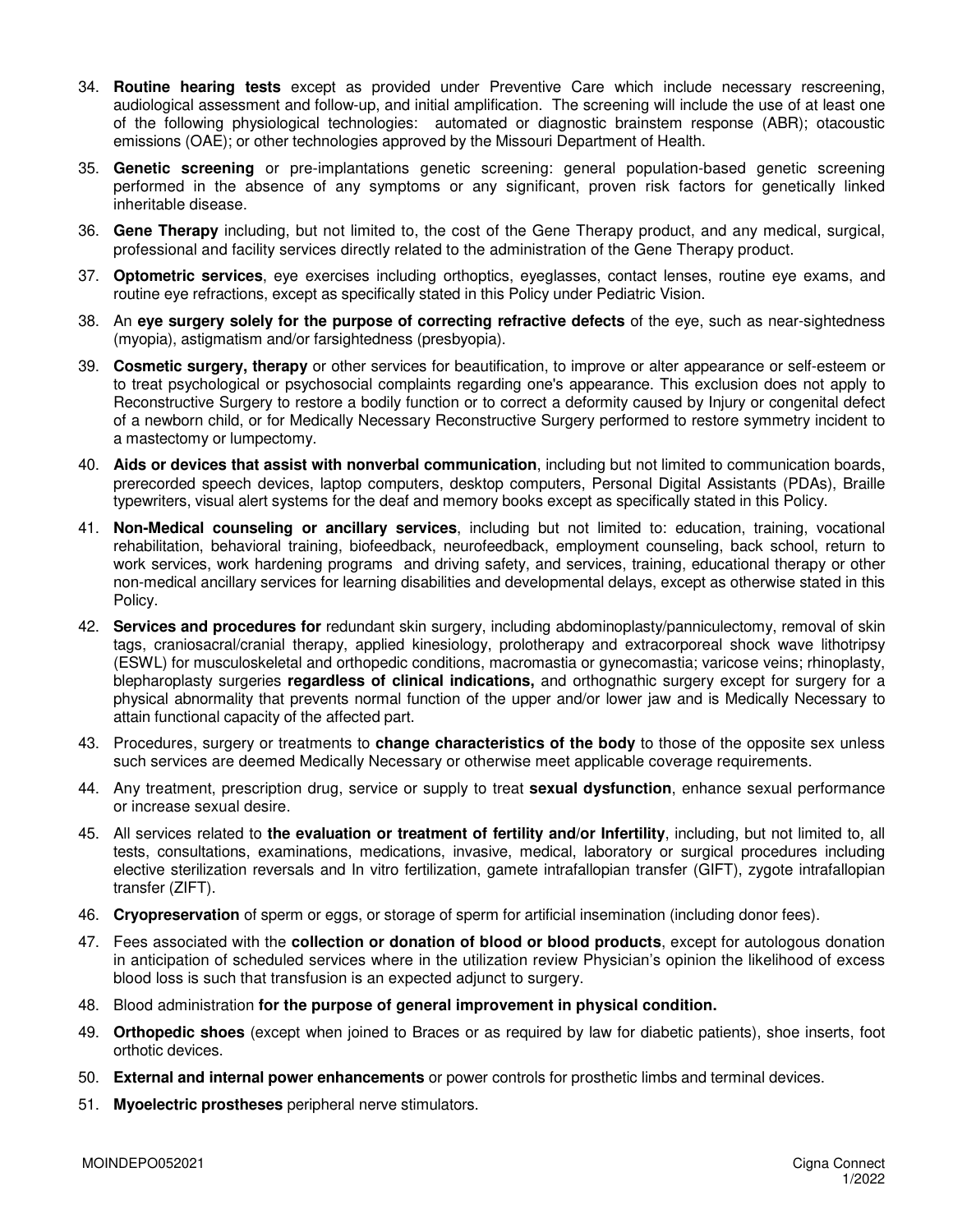34. **Routine hearing tests** except as provided under Preventive Care which include necessary rescreening, audiological assessment and follow-up, and initial amplification. The screening will include the use of at least one of the following physiological technologies: automated or diagnostic brainstem response (ABR); otacoustic emissions (OAE); or other technologies approved by the Missouri Department of Health.
35. **Genetic screening** or pre-implantations genetic screening: general population-based genetic screening performed in the absence of any symptoms or any significant, proven risk factors for genetically linked inheritable disease.
36. **Gene Therapy** including, but not limited to, the cost of the Gene Therapy product, and any medical, surgical, professional and facility services directly related to the administration of the Gene Therapy product.
37. **Optometric services**, eye exercises including orthoptics, eyeglasses, contact lenses, routine eye exams, and routine eye refractions, except as specifically stated in this Policy under Pediatric Vision.
38. An **eye surgery solely for the purpose of correcting refractive defects** of the eye, such as near-sightedness (myopia), astigmatism and/or farsightedness (presbyopia).
39. **Cosmetic surgery, therapy** or other services for beautification, to improve or alter appearance or self-esteem or to treat psychological or psychosocial complaints regarding one's appearance. This exclusion does not apply to Reconstructive Surgery to restore a bodily function or to correct a deformity caused by Injury or congenital defect of a newborn child, or for Medically Necessary Reconstructive Surgery performed to restore symmetry incident to a mastectomy or lumpectomy.
40. **Aids or devices that assist with nonverbal communication**, including but not limited to communication boards, prerecorded speech devices, laptop computers, desktop computers, Personal Digital Assistants (PDAs), Braille typewriters, visual alert systems for the deaf and memory books except as specifically stated in this Policy.
41. **Non-Medical counseling or ancillary services**, including but not limited to: education, training, vocational rehabilitation, behavioral training, biofeedback, neurofeedback, employment counseling, back school, return to work services, work hardening programs and driving safety, and services, training, educational therapy or other non-medical ancillary services for learning disabilities and developmental delays, except as otherwise stated in this Policy.
42. **Services and procedures for** redundant skin surgery, including abdominoplasty/panniculectomy, removal of skin tags, craniosacral/cranial therapy, applied kinesiology, prolotherapy and extracorporeal shock wave lithotripsy (ESWL) for musculoskeletal and orthopedic conditions, macromastia or gynecomastia; varicose veins; rhinoplasty, blepharoplasty surgeries **regardless of clinical indications,** and orthognathic surgery except for surgery for a physical abnormality that prevents normal function of the upper and/or lower jaw and is Medically Necessary to attain functional capacity of the affected part.
43. Procedures, surgery or treatments to **change characteristics of the body** to those of the opposite sex unless such services are deemed Medically Necessary or otherwise meet applicable coverage requirements.
44. Any treatment, prescription drug, service or supply to treat **sexual dysfunction**, enhance sexual performance or increase sexual desire.
45. All services related to **the evaluation or treatment of fertility and/or Infertility**, including, but not limited to, all tests, consultations, examinations, medications, invasive, medical, laboratory or surgical procedures including elective sterilization reversals and In vitro fertilization, gamete intrafallopian transfer (GIFT), zygote intrafallopian transfer (ZIFT).
46. **Cryopreservation** of sperm or eggs, or storage of sperm for artificial insemination (including donor fees).
47. Fees associated with the **collection or donation of blood or blood products**, except for autologous donation in anticipation of scheduled services where in the utilization review Physician's opinion the likelihood of excess blood loss is such that transfusion is an expected adjunct to surgery.
48. Blood administration **for the purpose of general improvement in physical condition.**
49. **Orthopedic shoes** (except when joined to Braces or as required by law for diabetic patients), shoe inserts, foot orthotic devices.
50. **External and internal power enhancements** or power controls for prosthetic limbs and terminal devices.
51. **Myoelectric prostheses** peripheral nerve stimulators.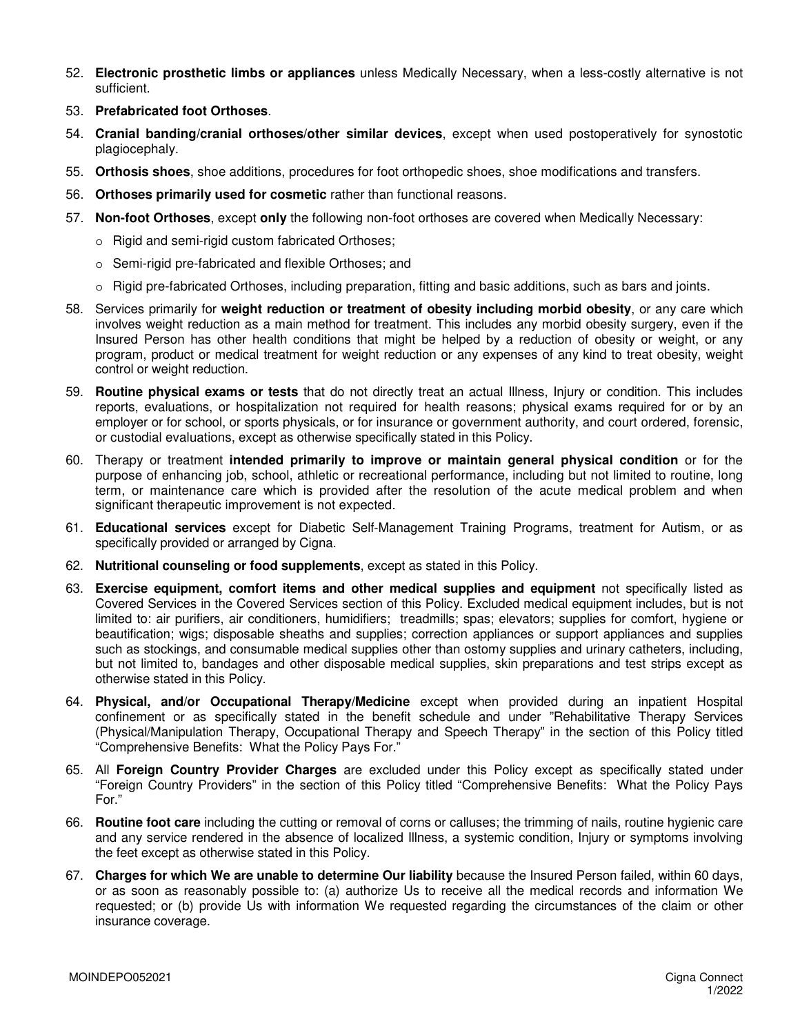52. **Electronic prosthetic limbs or appliances** unless Medically Necessary, when a less-costly alternative is not sufficient.
53. **Prefabricated foot Orthoses**.
54. **Cranial banding/cranial orthoses/other similar devices**, except when used postoperatively for synostotic plagiocephaly.
55. **Orthosis shoes**, shoe additions, procedures for foot orthopedic shoes, shoe modifications and transfers.
56. **Orthoses primarily used for cosmetic** rather than functional reasons.
57. **Non-foot Orthoses**, except **only** the following non-foot orthoses are covered when Medically Necessary:
    - Rigid and semi-rigid custom fabricated Orthoses;
    - Semi-rigid pre-fabricated and flexible Orthoses; and
    - Rigid pre-fabricated Orthoses, including preparation, fitting and basic additions, such as bars and joints.
58. Services primarily for **weight reduction or treatment of obesity including morbid obesity**, or any care which involves weight reduction as a main method for treatment. This includes any morbid obesity surgery, even if the Insured Person has other health conditions that might be helped by a reduction of obesity or weight, or any program, product or medical treatment for weight reduction or any expenses of any kind to treat obesity, weight control or weight reduction.
59. **Routine physical exams or tests** that do not directly treat an actual Illness, Injury or condition. This includes reports, evaluations, or hospitalization not required for health reasons; physical exams required for or by an employer or for school, or sports physicals, or for insurance or government authority, and court ordered, forensic, or custodial evaluations, except as otherwise specifically stated in this Policy.
60. Therapy or treatment **intended primarily to improve or maintain general physical condition** or for the purpose of enhancing job, school, athletic or recreational performance, including but not limited to routine, long term, or maintenance care which is provided after the resolution of the acute medical problem and when significant therapeutic improvement is not expected.
61. **Educational services** except for Diabetic Self-Management Training Programs, treatment for Autism, or as specifically provided or arranged by Cigna.
62. **Nutritional counseling or food supplements**, except as stated in this Policy.
63. **Exercise equipment, comfort items and other medical supplies and equipment** not specifically listed as Covered Services in the Covered Services section of this Policy. Excluded medical equipment includes, but is not limited to: air purifiers, air conditioners, humidifiers; treadmills; spas; elevators; supplies for comfort, hygiene or beautification; wigs; disposable sheaths and supplies; correction appliances or support appliances and supplies such as stockings, and consumable medical supplies other than ostomy supplies and urinary catheters, including, but not limited to, bandages and other disposable medical supplies, skin preparations and test strips except as otherwise stated in this Policy.
64. **Physical, and/or Occupational Therapy/Medicine** except when provided during an inpatient Hospital confinement or as specifically stated in the benefit schedule and under "Rehabilitative Therapy Services (Physical/Manipulation Therapy, Occupational Therapy and Speech Therapy" in the section of this Policy titled "Comprehensive Benefits: What the Policy Pays For."
65. All **Foreign Country Provider Charges** are excluded under this Policy except as specifically stated under "Foreign Country Providers" in the section of this Policy titled "Comprehensive Benefits: What the Policy Pays For."
66. **Routine foot care** including the cutting or removal of corns or calluses; the trimming of nails, routine hygienic care and any service rendered in the absence of localized Illness, a systemic condition, Injury or symptoms involving the feet except as otherwise stated in this Policy.
67. **Charges for which We are unable to determine Our liability** because the Insured Person failed, within 60 days, or as soon as reasonably possible to: (a) authorize Us to receive all the medical records and information We requested; or (b) provide Us with information We requested regarding the circumstances of the claim or other insurance coverage.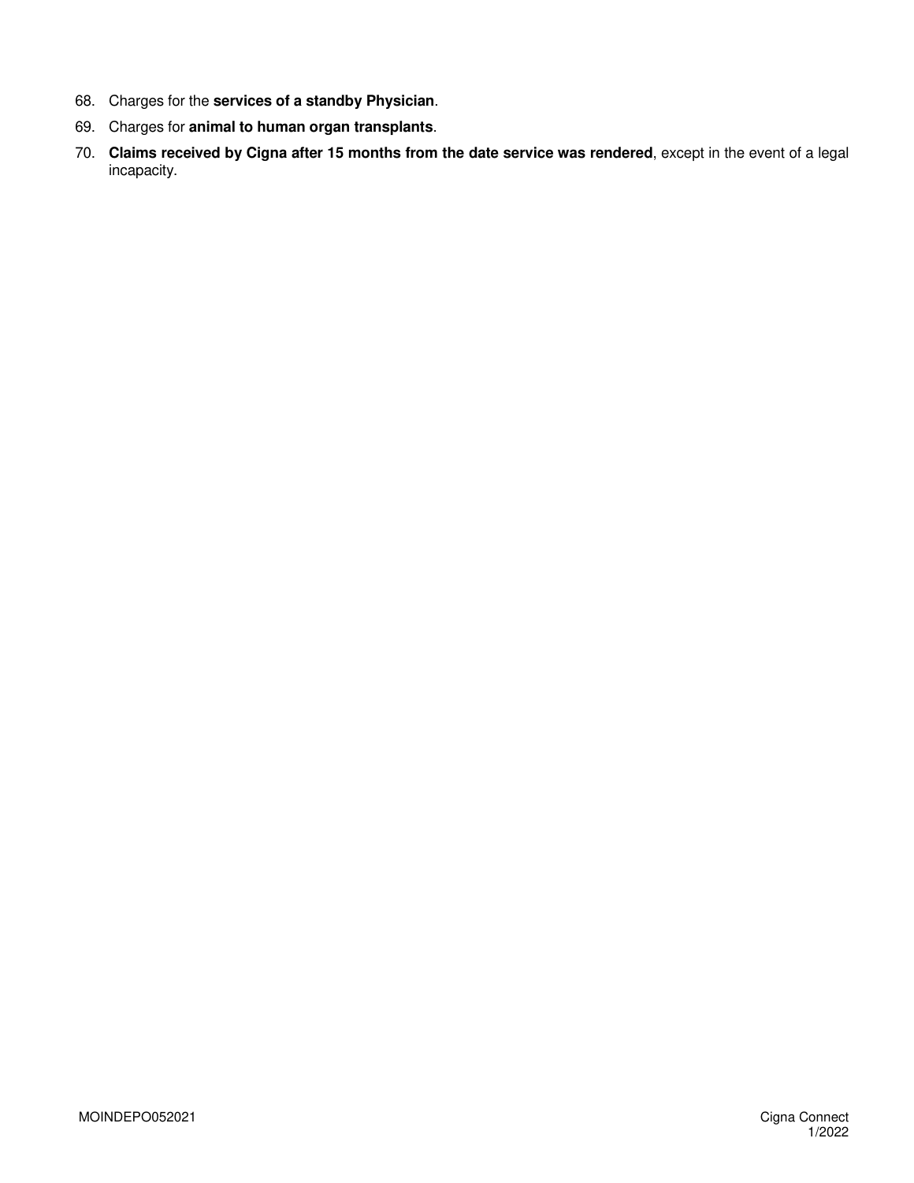68. Charges for the **services of a standby Physician**.
69. Charges for **animal to human organ transplants**.
70. **Claims received by Cigna after 15 months from the date service was rendered**, except in the event of a legal incapacity.